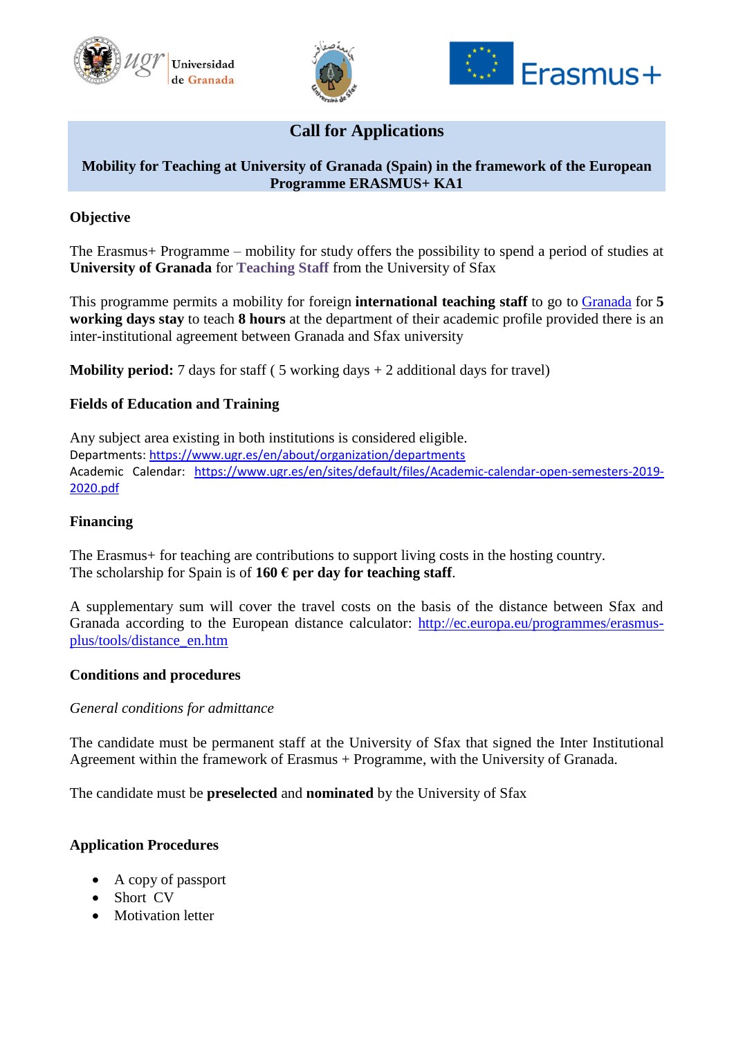# Call for Applications

## Mobility for Teaching at University of Granada (Spain) in the framework of the European Programme ERASMUS+ KA1

### Objective

The Erasmus+ Programme – mobility for study offers the possibility to spend a period of studies at **University of Granada** for **Teaching Staff** from the University of Sfax

This programme permits a mobility for foreign **international teaching staff** to go to [Granada](Granada) for **5 working days stay** to teach **8 hours** at the department of their academic profile provided there is an inter-institutional agreement between Granada and Sfax university

**Mobility period:** 7 days for staff ( 5 working days + 2 additional days for travel)

### Fields of Education and Training

Any subject area existing in both institutions is considered eligible.
Departments: https://www.ugr.es/en/about/organization/departments
Academic Calendar: https://www.ugr.es/en/sites/default/files/Academic-calendar-open-semesters-2019-2020.pdf

### Financing

The Erasmus+ for teaching are contributions to support living costs in the hosting country.
The scholarship for Spain is of **160 € per day for teaching staff**.

A supplementary sum will cover the travel costs on the basis of the distance between Sfax and Granada according to the European distance calculator: http://ec.europa.eu/programmes/erasmus-plus/tools/distance_en.htm

### Conditions and procedures

*General conditions for admittance*

The candidate must be permanent staff at the University of Sfax that signed the Inter Institutional Agreement within the framework of Erasmus + Programme, with the University of Granada.

The candidate must be **preselected** and **nominated** by the University of Sfax

### Application Procedures

- A copy of passport
- Short CV
- Motivation letter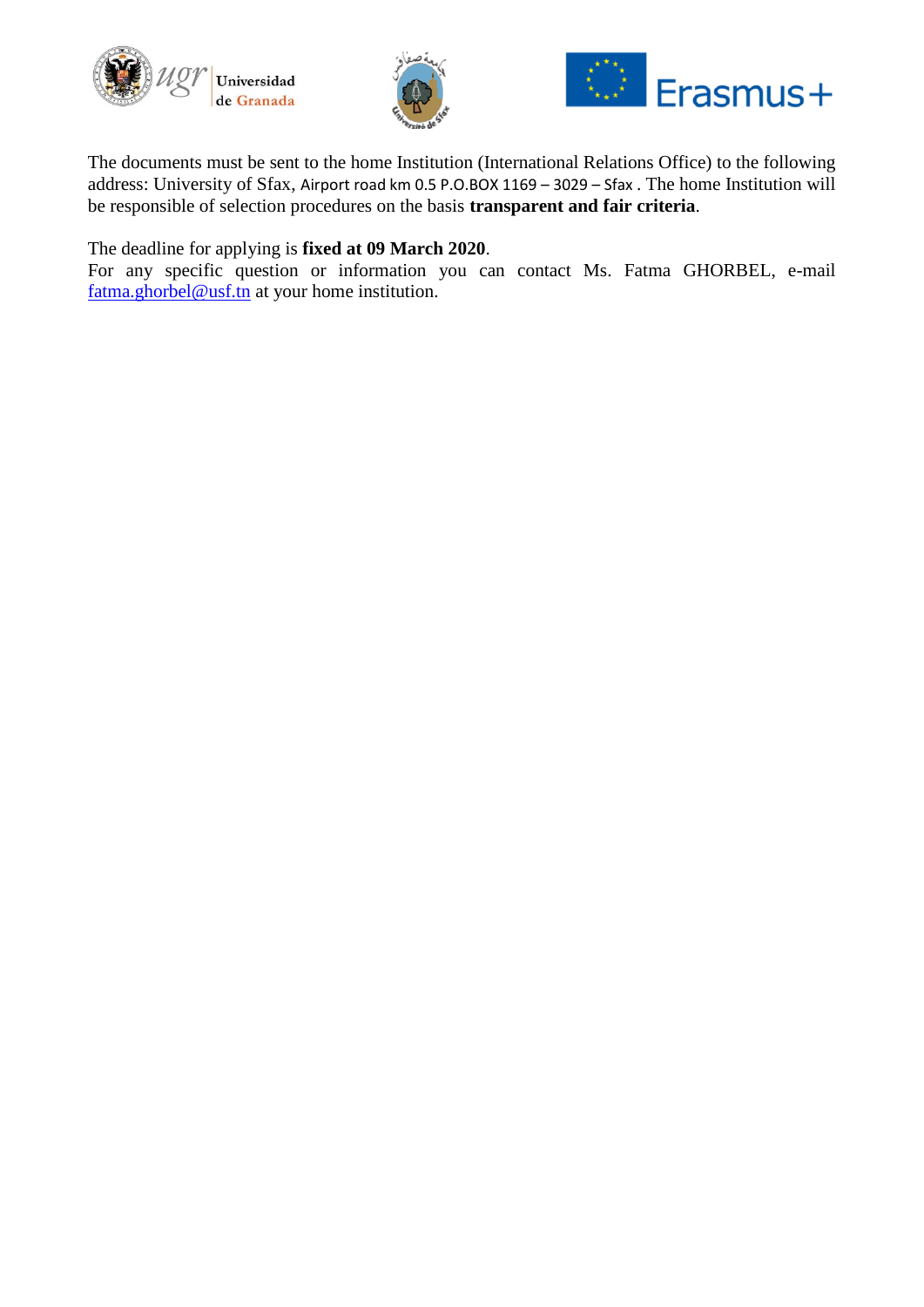The documents must be sent to the home Institution (International Relations Office) to the following address: University of Sfax, Airport road km 0.5 P.O.BOX 1169 – 3029 – Sfax . The home Institution will be responsible of selection procedures on the basis **transparent and fair criteria**.

The deadline for applying is **fixed at 09 March 2020**.
For any specific question or information you can contact Ms. Fatma GHORBEL, e-mail fatma.ghorbel@usf.tn at your home institution.